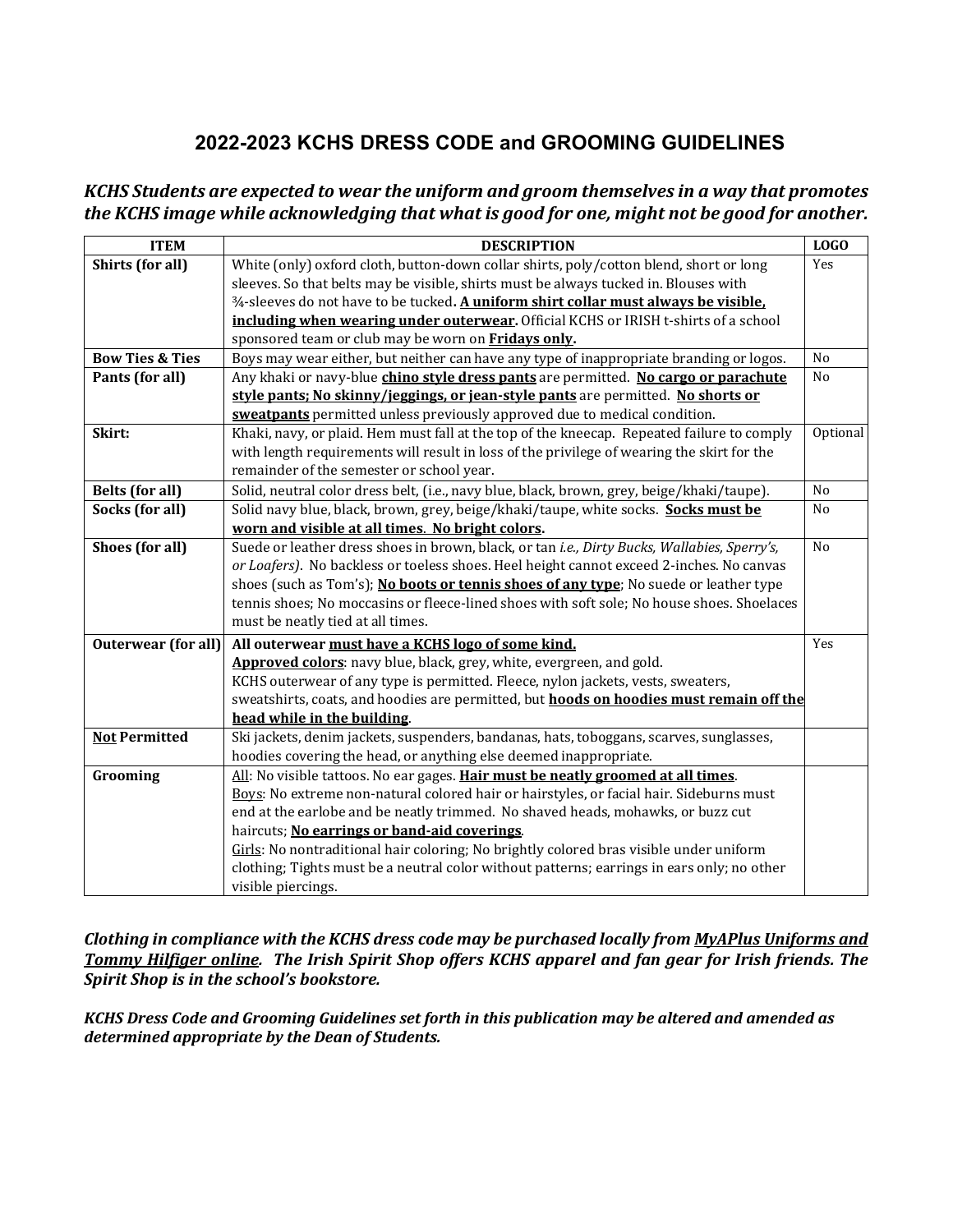# 2022-2023 KCHS DRESS CODE and GROOMING GUIDELINES

***KCHS Students are expected to wear the uniform and groom themselves in a way that promotes the KCHS image while acknowledging that what is good for one, might not be good for another.***

| ITEM | DESCRIPTION | LOGO |
|---|---|---|
| **Shirts (for all)** | White (only) oxford cloth, button-down collar shirts, poly/cotton blend, short or long sleeves. So that belts may be visible, shirts must be always tucked in. Blouses with ¾-sleeves do not have to be tucked**.** <u>**A uniform shirt collar must always be visible, including when wearing under outerwear.**</u> Official KCHS or IRISH t-shirts of a school sponsored team or club may be worn on <u>**Fridays only**</u>**.** | Yes |
| **Bow Ties & Ties** | Boys may wear either, but neither can have any type of inappropriate branding or logos. | No |
| **Pants (for all)** | Any khaki or navy-blue <u>**chino style dress pants**</u> are permitted. <u>**No cargo or parachute style pants; No skinny/jeggings, or jean-style pants**</u> are permitted. <u>**No shorts or sweatpants**</u> permitted unless previously approved due to medical condition. | No |
| **Skirt:** | Khaki, navy, or plaid. Hem must fall at the top of the kneecap. Repeated failure to comply with length requirements will result in loss of the privilege of wearing the skirt for the remainder of the semester or school year. | Optional |
| **Belts (for all)** | Solid, neutral color dress belt, (i.e., navy blue, black, brown, grey, beige/khaki/taupe). | No |
| **Socks (for all)** | Solid navy blue, black, brown, grey, beige/khaki/taupe, white socks. <u>**Socks must be worn and visible at all times**</u>**. No bright colors.** | No |
| **Shoes (for all)** | Suede or leather dress shoes in brown, black, or tan *i.e., Dirty Bucks, Wallabies, Sperry's, or Loafers)*. No backless or toeless shoes. Heel height cannot exceed 2-inches. No canvas shoes (such as Tom's); <u>**No boots or tennis shoes of any type**</u>; No suede or leather type tennis shoes; No moccasins or fleece-lined shoes with soft sole; No house shoes. Shoelaces must be neatly tied at all times. | No |
| **Outerwear (for all)** | **All outerwear <u>must have a KCHS logo of some kind.</u>**<br><u>**Approved colors**</u>: navy blue, black, grey, white, evergreen, and gold.<br>KCHS outerwear of any type is permitted. Fleece, nylon jackets, vests, sweaters, sweatshirts, coats, and hoodies are permitted, but <u>**hoods on hoodies must remain off the head while in the building**</u>. | Yes |
| **<u>Not</u> Permitted** | Ski jackets, denim jackets, suspenders, bandanas, hats, toboggans, scarves, sunglasses, hoodies covering the head, or anything else deemed inappropriate. | |
| **Grooming** | <u>All</u>: No visible tattoos. No ear gages. <u>**Hair must be neatly groomed at all times**</u>.<br><u>Boys</u>: No extreme non-natural colored hair or hairstyles, or facial hair. Sideburns must end at the earlobe and be neatly trimmed. No shaved heads, mohawks, or buzz cut haircuts; <u>**No earrings or band-aid coverings**</u>.<br><u>Girls</u>: No nontraditional hair coloring; No brightly colored bras visible under uniform clothing; Tights must be a neutral color without patterns; earrings in ears only; no other visible piercings. | |

***Clothing in compliance with the KCHS dress code may be purchased locally from <u>MyAPlus Uniforms and Tommy Hilfiger online</u>. The Irish Spirit Shop offers KCHS apparel and fan gear for Irish friends. The Spirit Shop is in the school's bookstore.***

***KCHS Dress Code and Grooming Guidelines set forth in this publication may be altered and amended as determined appropriate by the Dean of Students.***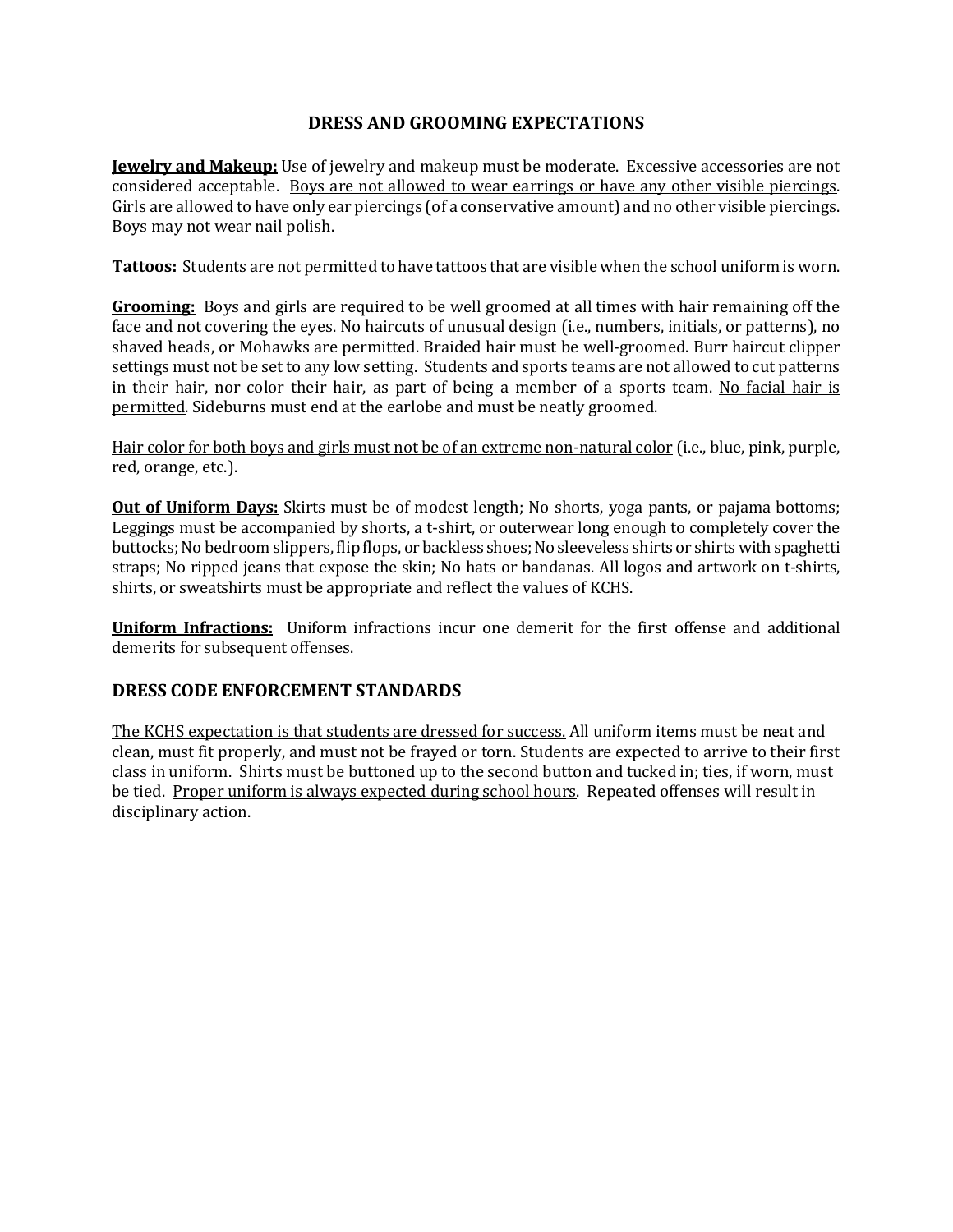## DRESS AND GROOMING EXPECTATIONS

**Jewelry and Makeup:** Use of jewelry and makeup must be moderate. Excessive accessories are not considered acceptable. Boys are not allowed to wear earrings or have any other visible piercings. Girls are allowed to have only ear piercings (of a conservative amount) and no other visible piercings. Boys may not wear nail polish.

**Tattoos:** Students are not permitted to have tattoos that are visible when the school uniform is worn.

**Grooming:** Boys and girls are required to be well groomed at all times with hair remaining off the face and not covering the eyes. No haircuts of unusual design (i.e., numbers, initials, or patterns), no shaved heads, or Mohawks are permitted. Braided hair must be well-groomed. Burr haircut clipper settings must not be set to any low setting. Students and sports teams are not allowed to cut patterns in their hair, nor color their hair, as part of being a member of a sports team. No facial hair is permitted. Sideburns must end at the earlobe and must be neatly groomed.

Hair color for both boys and girls must not be of an extreme non-natural color (i.e., blue, pink, purple, red, orange, etc.).

**Out of Uniform Days:** Skirts must be of modest length; No shorts, yoga pants, or pajama bottoms; Leggings must be accompanied by shorts, a t-shirt, or outerwear long enough to completely cover the buttocks; No bedroom slippers, flip flops, or backless shoes; No sleeveless shirts or shirts with spaghetti straps; No ripped jeans that expose the skin; No hats or bandanas. All logos and artwork on t-shirts, shirts, or sweatshirts must be appropriate and reflect the values of KCHS.

**Uniform Infractions:** Uniform infractions incur one demerit for the first offense and additional demerits for subsequent offenses.

## DRESS CODE ENFORCEMENT STANDARDS

The KCHS expectation is that students are dressed for success. All uniform items must be neat and clean, must fit properly, and must not be frayed or torn. Students are expected to arrive to their first class in uniform. Shirts must be buttoned up to the second button and tucked in; ties, if worn, must be tied. Proper uniform is always expected during school hours. Repeated offenses will result in disciplinary action.